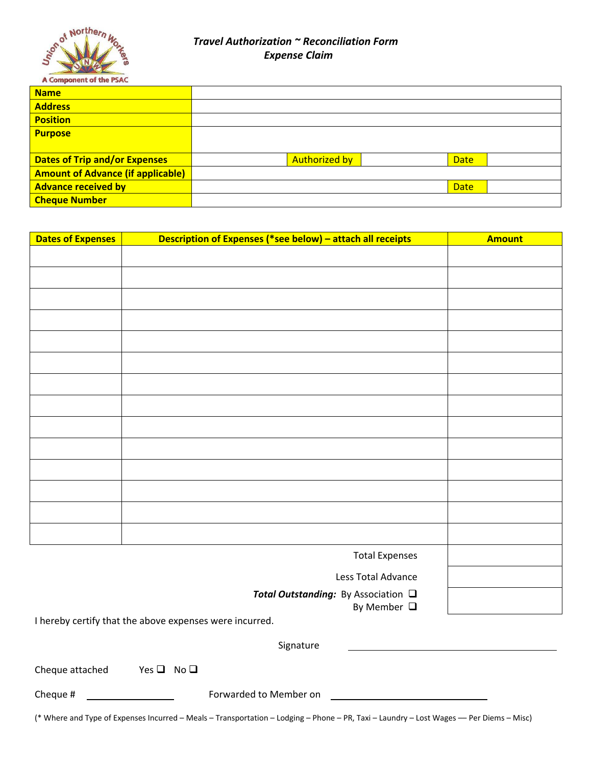Union of Northern Workers
A Component of the PSAC

# *Travel Authorization ~ Reconciliation Form*
## *Expense Claim*

| | | | | | |
|---|---|---|---|---|---|
| **Name** | | | | | |
| **Address** | | | | | |
| **Position** | | | | | |
| **Purpose** | | | | | |
| **Dates of Trip and/or Expenses** | | Authorized by | | Date | |
| **Amount of Advance (if applicable)** | | | | | |
| **Advance received by** | | | | Date | |
| **Cheque Number** | | | | | |

| Dates of Expenses | Description of Expenses (*see below) – attach all receipts | Amount |
|---|---|---|
| | | |
| | | |
| | | |
| | | |
| | | |
| | | |
| | | |
| | | |
| | | |
| | | |
| | | |
| | | |
| | | |
| | | |
| | Total Expenses | |
| | Less Total Advance | |
| | ***Total Outstanding:*** By Association ❑ By Member ❑ | |

I hereby certify that the above expenses were incurred.

Signature ______________________________

Cheque attached Yes ❑ No ❑

Cheque # ____________ Forwarded to Member on ______________________

(* Where and Type of Expenses Incurred – Meals – Transportation – Lodging – Phone – PR, Taxi – Laundry – Lost Wages — Per Diems – Misc)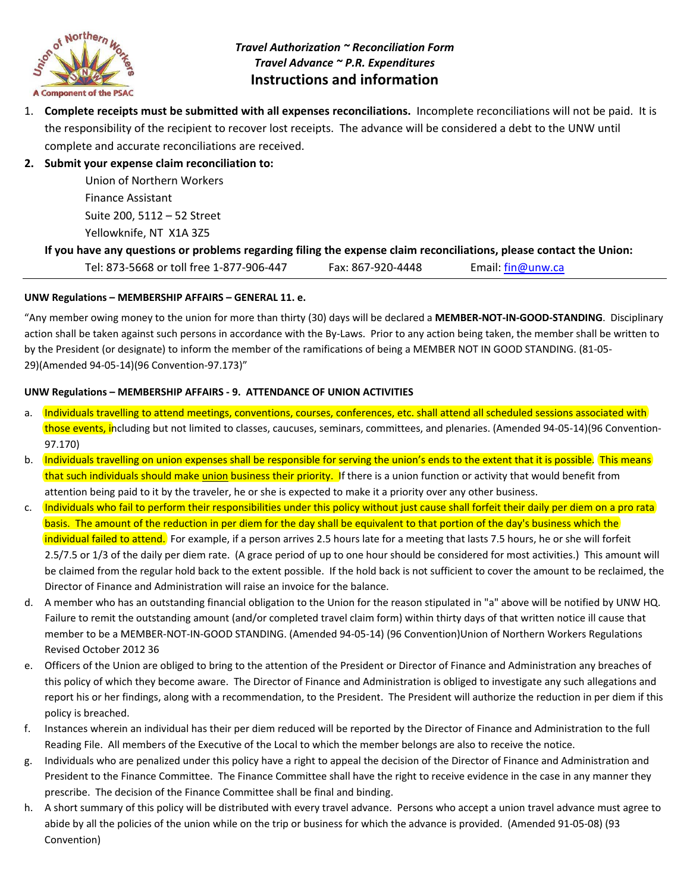*Travel Authorization ~ Reconciliation Form*
*Travel Advance ~ P.R. Expenditures*

# Instructions and information

1. **Complete receipts must be submitted with all expenses reconciliations.** Incomplete reconciliations will not be paid. It is the responsibility of the recipient to recover lost receipts. The advance will be considered a debt to the UNW until complete and accurate reconciliations are received.
2. **Submit your expense claim reconciliation to:**

   Union of Northern Workers
   Finance Assistant
   Suite 200, 5112 – 52 Street
   Yellowknife, NT X1A 3Z5

   **If you have any questions or problems regarding filing the expense claim reconciliations, please contact the Union:**

   Tel: 873-5668 or toll free 1-877-906-447 Fax: 867-920-4448 Email: fin@unw.ca

---

**UNW Regulations – MEMBERSHIP AFFAIRS – GENERAL 11. e.**

"Any member owing money to the union for more than thirty (30) days will be declared a **MEMBER-NOT-IN-GOOD-STANDING**. Disciplinary action shall be taken against such persons in accordance with the By-Laws. Prior to any action being taken, the member shall be written to by the President (or designate) to inform the member of the ramifications of being a MEMBER NOT IN GOOD STANDING. (81-05-29)(Amended 94-05-14)(96 Convention-97.173)"

**UNW Regulations – MEMBERSHIP AFFAIRS - 9. ATTENDANCE OF UNION ACTIVITIES**

a. Individuals travelling to attend meetings, conventions, courses, conferences, etc. shall attend all scheduled sessions associated with those events, including but not limited to classes, caucuses, seminars, committees, and plenaries. (Amended 94-05-14)(96 Convention-97.170)

b. Individuals travelling on union expenses shall be responsible for serving the union's ends to the extent that it is possible. This means that such individuals should make union business their priority. If there is a union function or activity that would benefit from attention being paid to it by the traveler, he or she is expected to make it a priority over any other business.

c. Individuals who fail to perform their responsibilities under this policy without just cause shall forfeit their daily per diem on a pro rata basis. The amount of the reduction in per diem for the day shall be equivalent to that portion of the day's business which the individual failed to attend. For example, if a person arrives 2.5 hours late for a meeting that lasts 7.5 hours, he or she will forfeit 2.5/7.5 or 1/3 of the daily per diem rate. (A grace period of up to one hour should be considered for most activities.) This amount will be claimed from the regular hold back to the extent possible. If the hold back is not sufficient to cover the amount to be reclaimed, the Director of Finance and Administration will raise an invoice for the balance.

d. A member who has an outstanding financial obligation to the Union for the reason stipulated in "a" above will be notified by UNW HQ. Failure to remit the outstanding amount (and/or completed travel claim form) within thirty days of that written notice ill cause that member to be a MEMBER-NOT-IN-GOOD STANDING. (Amended 94-05-14) (96 Convention)Union of Northern Workers Regulations Revised October 2012 36

e. Officers of the Union are obliged to bring to the attention of the President or Director of Finance and Administration any breaches of this policy of which they become aware. The Director of Finance and Administration is obliged to investigate any such allegations and report his or her findings, along with a recommendation, to the President. The President will authorize the reduction in per diem if this policy is breached.

f. Instances wherein an individual has their per diem reduced will be reported by the Director of Finance and Administration to the full Reading File. All members of the Executive of the Local to which the member belongs are also to receive the notice.

g. Individuals who are penalized under this policy have a right to appeal the decision of the Director of Finance and Administration and President to the Finance Committee. The Finance Committee shall have the right to receive evidence in the case in any manner they prescribe. The decision of the Finance Committee shall be final and binding.

h. A short summary of this policy will be distributed with every travel advance. Persons who accept a union travel advance must agree to abide by all the policies of the union while on the trip or business for which the advance is provided. (Amended 91-05-08) (93 Convention)